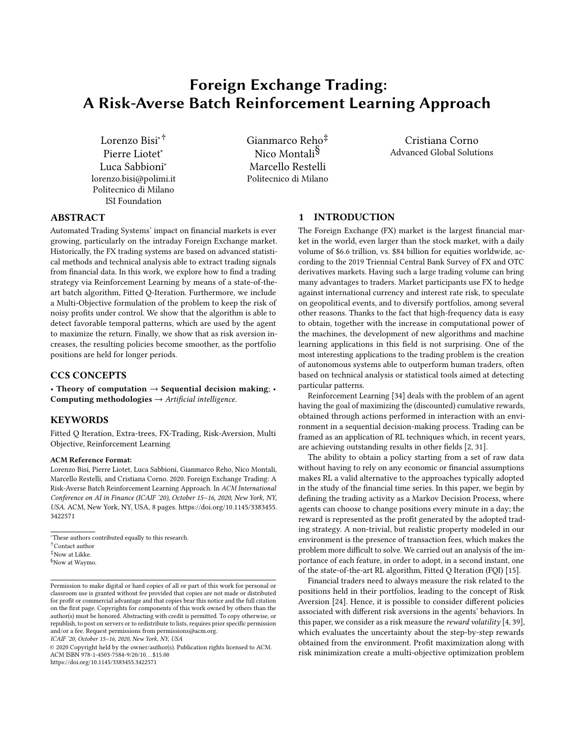# Foreign Exchange Trading: A Risk-Averse Batch Reinforcement Learning Approach

Lorenzo Bisi[*] [†]
Pierre Liotet[*]
Luca Sabbioni[*]
lorenzo.bisi@polimi.it
Politecnico di Milano
ISI Foundation

Gianmarco Reho[‡]
Nico Montali[§]
Marcello Restelli
Politecnico di Milano

Cristiana Corno
Advanced Global Solutions

## ABSTRACT

Automated Trading Systems' impact on financial markets is ever growing, particularly on the intraday Foreign Exchange market. Historically, the FX trading systems are based on advanced statistical methods and technical analysis able to extract trading signals from financial data. In this work, we explore how to find a trading strategy via Reinforcement Learning by means of a state-of-the-art batch algorithm, Fitted Q-Iteration. Furthermore, we include a Multi-Objective formulation of the problem to keep the risk of noisy profits under control. We show that the algorithm is able to detect favorable temporal patterns, which are used by the agent to maximize the return. Finally, we show that as risk aversion increases, the resulting policies become smoother, as the portfolio positions are held for longer periods.

## CCS CONCEPTS

• **Theory of computation** → **Sequential decision making**; • **Computing methodologies** → *Artificial intelligence*.

## KEYWORDS

Fitted Q Iteration, Extra-trees, FX-Trading, Risk-Aversion, Multi Objective, Reinforcement Learning

**ACM Reference Format:**
Lorenzo Bisi, Pierre Liotet, Luca Sabbioni, Gianmarco Reho, Nico Montali, Marcello Restelli, and Cristiana Corno. 2020. Foreign Exchange Trading: A Risk-Averse Batch Reinforcement Learning Approach. In *ACM International Conference on AI in Finance (ICAIF '20), October 15–16, 2020, New York, NY, USA*. ACM, New York, NY, USA, 8 pages. https://doi.org/10.1145/3383455.3422571

[*]These authors contributed equally to this research.
[†]Contact author
[‡]Now at Likke.
[§]Now at Waymo.

Permission to make digital or hard copies of all or part of this work for personal or classroom use is granted without fee provided that copies are not made or distributed for profit or commercial advantage and that copies bear this notice and the full citation on the first page. Copyrights for components of this work owned by others than the author(s) must be honored. Abstracting with credit is permitted. To copy otherwise, or republish, to post on servers or to redistribute to lists, requires prior specific permission and/or a fee. Request permissions from permissions@acm.org.
*ICAIF '20, October 15–16, 2020, New York, NY, USA*
© 2020 Copyright held by the owner/author(s). Publication rights licensed to ACM.
ACM ISBN 978-1-4503-7584-9/20/10…$15.00
https://doi.org/10.1145/3383455.3422571

## 1 INTRODUCTION

The Foreign Exchange (FX) market is the largest financial market in the world, even larger than the stock market, with a daily volume of $6.6 trillion, vs. $84 billion for equities worldwide, according to the 2019 Triennial Central Bank Survey of FX and OTC derivatives markets. Having such a large trading volume can bring many advantages to traders. Market participants use FX to hedge against international currency and interest rate risk, to speculate on geopolitical events, and to diversify portfolios, among several other reasons. Thanks to the fact that high-frequency data is easy to obtain, together with the increase in computational power of the machines, the development of new algorithms and machine learning applications in this field is not surprising. One of the most interesting applications to the trading problem is the creation of autonomous systems able to outperform human traders, often based on technical analysis or statistical tools aimed at detecting particular patterns.

Reinforcement Learning [34] deals with the problem of an agent having the goal of maximizing the (discounted) cumulative rewards, obtained through actions performed in interaction with an environment in a sequential decision-making process. Trading can be framed as an application of RL techniques which, in recent years, are achieving outstanding results in other fields [2, 31].

The ability to obtain a policy starting from a set of raw data without having to rely on any economic or financial assumptions makes RL a valid alternative to the approaches typically adopted in the study of the financial time series. In this paper, we begin by defining the trading activity as a Markov Decision Process, where agents can choose to change positions every minute in a day; the reward is represented as the profit generated by the adopted trading strategy. A non-trivial, but realistic property modeled in our environment is the presence of transaction fees, which makes the problem more difficult to solve. We carried out an analysis of the importance of each feature, in order to adopt, in a second instant, one of the state-of-the-art RL algorithm, Fitted Q Iteration (FQI) [15].

Financial traders need to always measure the risk related to the positions held in their portfolios, leading to the concept of Risk Aversion [24]. Hence, it is possible to consider different policies associated with different risk aversions in the agents' behaviors. In this paper, we consider as a risk measure the *reward volatility* [4, 39], which evaluates the uncertainty about the step-by-step rewards obtained from the environment. Profit maximization along with risk minimization create a multi-objective optimization problem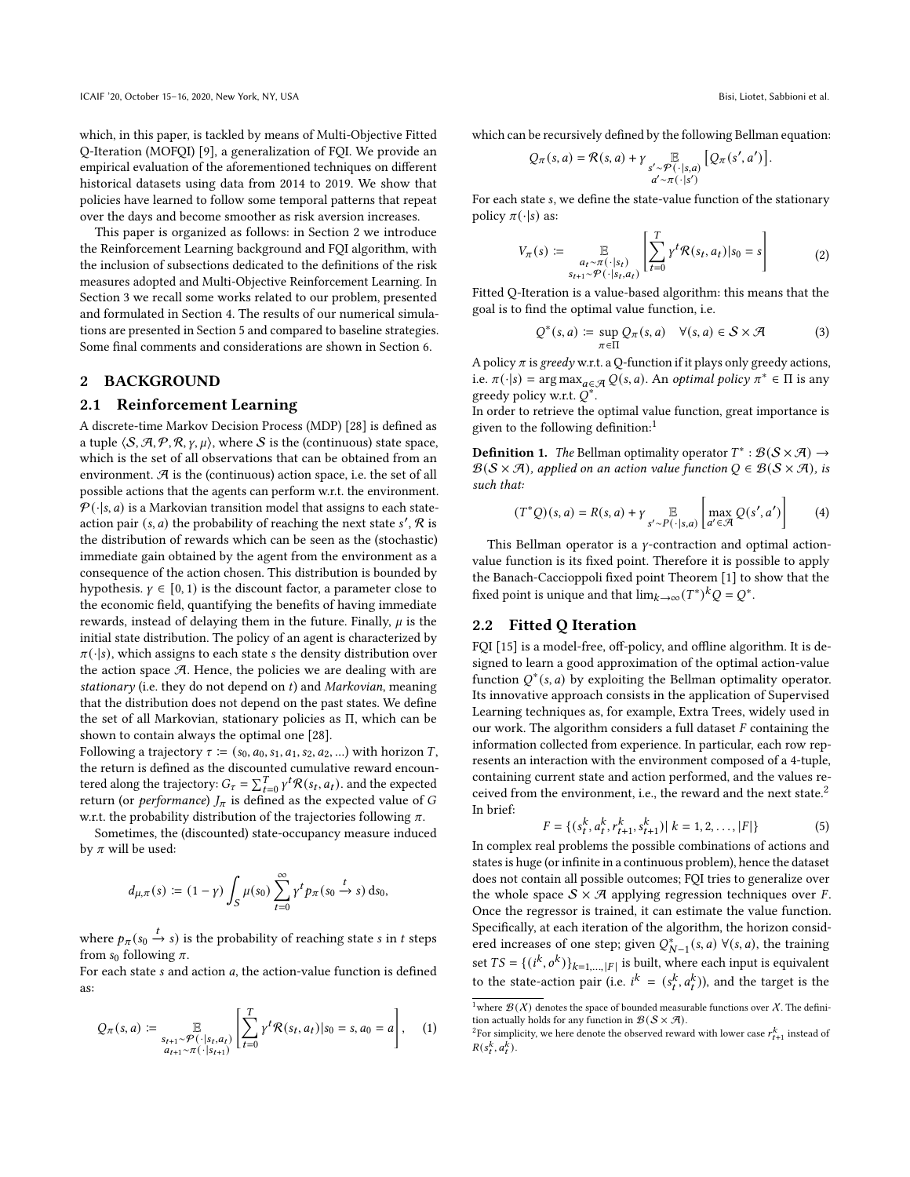which, in this paper, is tackled by means of Multi-Objective Fitted Q-Iteration (MOFQI) [9], a generalization of FQI. We provide an empirical evaluation of the aforementioned techniques on different historical datasets using data from 2014 to 2019. We show that policies have learned to follow some temporal patterns that repeat over the days and become smoother as risk aversion increases.

This paper is organized as follows: in Section 2 we introduce the Reinforcement Learning background and FQI algorithm, with the inclusion of subsections dedicated to the definitions of the risk measures adopted and Multi-Objective Reinforcement Learning. In Section 3 we recall some works related to our problem, presented and formulated in Section 4. The results of our numerical simulations are presented in Section 5 and compared to baseline strategies. Some final comments and considerations are shown in Section 6.

## 2 BACKGROUND

### 2.1 Reinforcement Learning

A discrete-time Markov Decision Process (MDP) [28] is defined as a tuple $\langle \mathcal{S}, \mathcal{A}, \mathcal{P}, \mathcal{R}, \gamma, \mu \rangle$, where $\mathcal{S}$ is the (continuous) state space, which is the set of all observations that can be obtained from an environment. $\mathcal{A}$ is the (continuous) action space, i.e. the set of all possible actions that the agents can perform w.r.t. the environment. $\mathcal{P}(\cdot|s, a)$ is a Markovian transition model that assigns to each state-action pair $(s, a)$ the probability of reaching the next state $s'$, $\mathcal{R}$ is the distribution of rewards which can be seen as the (stochastic) immediate gain obtained by the agent from the environment as a consequence of the action chosen. This distribution is bounded by hypothesis. $\gamma \in [0, 1)$ is the discount factor, a parameter close to the economic field, quantifying the benefits of having immediate rewards, instead of delaying them in the future. Finally, $\mu$ is the initial state distribution. The policy of an agent is characterized by $\pi(\cdot|s)$, which assigns to each state $s$ the density distribution over the action space $\mathcal{A}$. Hence, the policies we are dealing with are *stationary* (i.e. they do not depend on $t$) and *Markovian*, meaning that the distribution does not depend on the past states. We define the set of all Markovian, stationary policies as $\Pi$, which can be shown to contain always the optimal one [28].

Following a trajectory $\tau := (s_0, a_0, s_1, a_1, s_2, a_2, ...)$ with horizon $T$, the return is defined as the discounted cumulative reward encountered along the trajectory: $G_\tau = \sum_{t=0}^{T} \gamma^t \mathcal{R}(s_t, a_t)$. and the expected return (or *performance*) $J_\pi$ is defined as the expected value of $G$ w.r.t. the probability distribution of the trajectories following $\pi$.

Sometimes, the (discounted) state-occupancy measure induced by $\pi$ will be used:

$$d_{\mu,\pi}(s) := (1 - \gamma) \int_S \mu(s_0) \sum_{t=0}^{\infty} \gamma^t p_\pi(s_0 \xrightarrow{t} s) \, \mathrm{d}s_0,$$

where $p_\pi(s_0 \xrightarrow{t} s)$ is the probability of reaching state $s$ in $t$ steps from $s_0$ following $\pi$.

For each state $s$ and action $a$, the action-value function is defined as:

$$Q_\pi(s, a) := \mathop{\mathbb{E}}_{\substack{s_{t+1} \sim \mathcal{P}(\cdot|s_t, a_t) \\ a_{t+1} \sim \pi(\cdot|s_{t+1})}} \left[ \sum_{t=0}^{T} \gamma^t \mathcal{R}(s_t, a_t) | s_0 = s, a_0 = a \right], \quad (1)$$

which can be recursively defined by the following Bellman equation:

$$Q_\pi(s, a) = \mathcal{R}(s, a) + \gamma \mathop{\mathbb{E}}_{\substack{s' \sim \mathcal{P}(\cdot|s, a) \\ a' \sim \pi(\cdot|s')}} \left[ Q_\pi(s', a') \right].$$

For each state $s$, we define the state-value function of the stationary policy $\pi(\cdot|s)$ as:

$$V_\pi(s) := \mathop{\mathbb{E}}_{\substack{a_t \sim \pi(\cdot|s_t) \\ s_{t+1} \sim \mathcal{P}(\cdot|s_t, a_t)}} \left[ \sum_{t=0}^{T} \gamma^t \mathcal{R}(s_t, a_t) | s_0 = s \right] \quad (2)$$

Fitted Q-Iteration is a value-based algorithm: this means that the goal is to find the optimal value function, i.e.

$$Q^*(s, a) := \sup_{\pi \in \Pi} Q_\pi(s, a) \quad \forall (s, a) \in \mathcal{S} \times \mathcal{A} \quad (3)$$

A policy $\pi$ is *greedy* w.r.t. a Q-function if it plays only greedy actions, i.e. $\pi(\cdot|s) = \arg\max_{a \in \mathcal{A}} Q(s, a)$. An *optimal policy* $\pi^* \in \Pi$ is any greedy policy w.r.t. $Q^*$.

In order to retrieve the optimal value function, great importance is given to the following definition:[1]

**Definition 1.** *The* Bellman optimality operator $T^* : \mathcal{B}(\mathcal{S} \times \mathcal{A}) \to \mathcal{B}(\mathcal{S} \times \mathcal{A})$*, applied on an action value function* $Q \in \mathcal{B}(\mathcal{S} \times \mathcal{A})$*, is such that:*

$$(T^* Q)(s, a) = R(s, a) + \gamma \mathop{\mathbb{E}}_{s' \sim P(\cdot|s, a)} \left[ \max_{a' \in \mathcal{A}} Q(s', a') \right] \quad (4)$$

This Bellman operator is a $\gamma$-contraction and optimal action-value function is its fixed point. Therefore it is possible to apply the Banach-Caccioppoli fixed point Theorem [1] to show that the fixed point is unique and that $\lim_{k \to \infty} (T^*)^k Q = Q^*$.

### 2.2 Fitted Q Iteration

FQI [15] is a model-free, off-policy, and offline algorithm. It is designed to learn a good approximation of the optimal action-value function $Q^*(s, a)$ by exploiting the Bellman optimality operator. Its innovative approach consists in the application of Supervised Learning techniques as, for example, Extra Trees, widely used in our work. The algorithm considers a full dataset $F$ containing the information collected from experience. In particular, each row represents an interaction with the environment composed of a 4-tuple, containing current state and action performed, and the values received from the environment, i.e., the reward and the next state.[2] In brief:

$$F = \{(s_t^k, a_t^k, r_{t+1}^k, s_{t+1}^k) | \; k = 1, 2, \ldots, |F|\} \quad (5)$$

In complex real problems the possible combinations of actions and states is huge (or infinite in a continuous problem), hence the dataset does not contain all possible outcomes; FQI tries to generalize over the whole space $\mathcal{S} \times \mathcal{A}$ applying regression techniques over $F$. Once the regressor is trained, it can estimate the value function. Specifically, at each iteration of the algorithm, the horizon considered increases of one step; given $Q_{N-1}^*(s, a) \; \forall (s, a)$, the training set $TS = \{(i^k, o^k)\}_{k=1,\ldots,|F|}$ is built, where each input is equivalent to the state-action pair (i.e. $i^k = (s_t^k, a_t^k)$), and the target is the

[1] where $\mathcal{B}(\mathcal{X})$ denotes the space of bounded measurable functions over $\mathcal{X}$. The definition actually holds for any function in $\mathcal{B}(\mathcal{S} \times \mathcal{A})$.

[2] For simplicity, we here denote the observed reward with lower case $r_{t+1}^k$ instead of $R(s_t^k, a_t^k)$.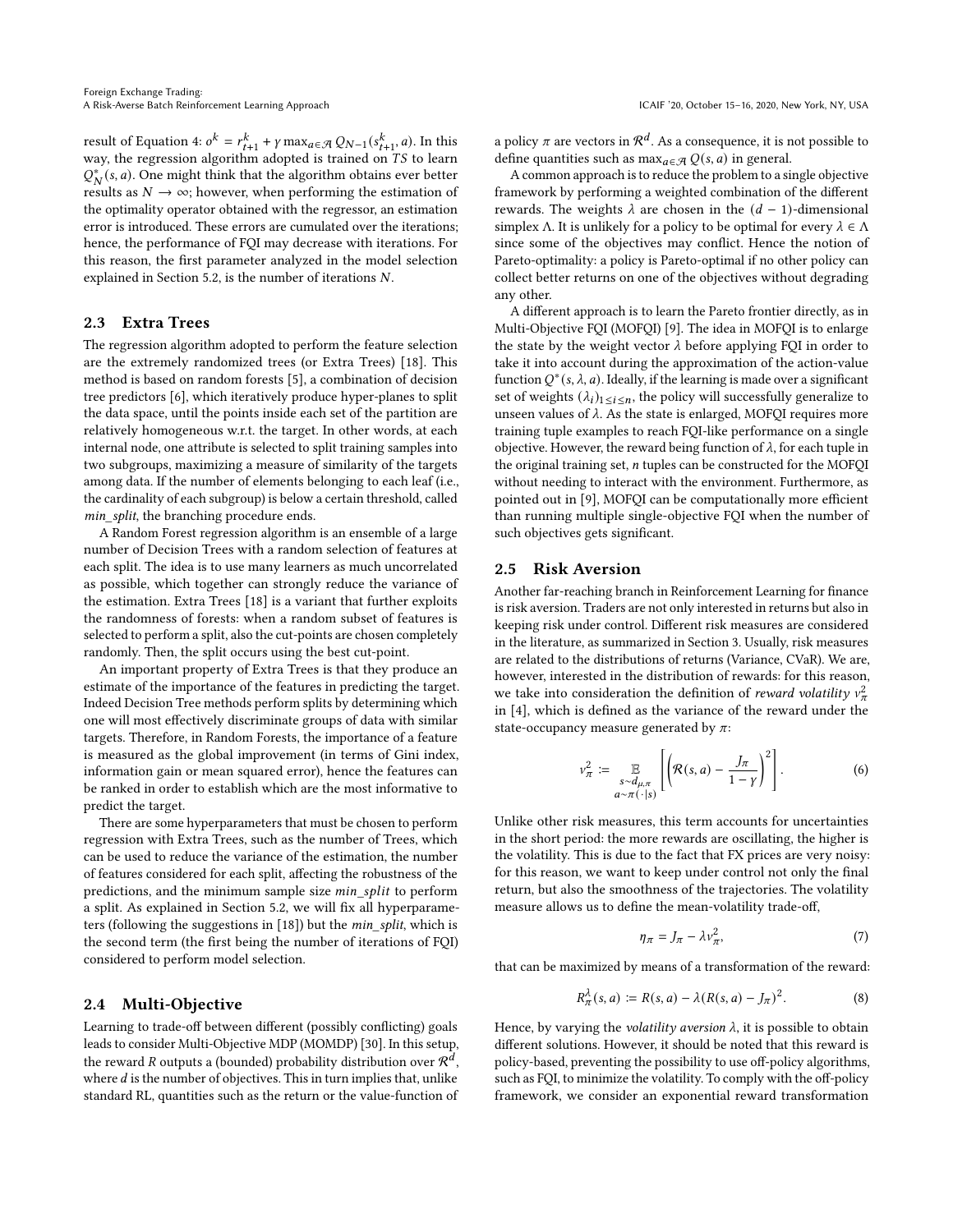result of Equation 4: $o^k = r_{t+1}^k + \gamma \max_{a \in \mathcal{A}} Q_{N-1}(s_{t+1}^k, a)$. In this way, the regression algorithm adopted is trained on $TS$ to learn $Q_N^*(s, a)$. One might think that the algorithm obtains ever better results as $N \to \infty$; however, when performing the estimation of the optimality operator obtained with the regressor, an estimation error is introduced. These errors are cumulated over the iterations; hence, the performance of FQI may decrease with iterations. For this reason, the first parameter analyzed in the model selection explained in Section 5.2, is the number of iterations $N$.

### 2.3 Extra Trees

The regression algorithm adopted to perform the feature selection are the extremely randomized trees (or Extra Trees) [18]. This method is based on random forests [5], a combination of decision tree predictors [6], which iteratively produce hyper-planes to split the data space, until the points inside each set of the partition are relatively homogeneous w.r.t. the target. In other words, at each internal node, one attribute is selected to split training samples into two subgroups, maximizing a measure of similarity of the targets among data. If the number of elements belonging to each leaf (i.e., the cardinality of each subgroup) is below a certain threshold, called *min_split*, the branching procedure ends.

A Random Forest regression algorithm is an ensemble of a large number of Decision Trees with a random selection of features at each split. The idea is to use many learners as much uncorrelated as possible, which together can strongly reduce the variance of the estimation. Extra Trees [18] is a variant that further exploits the randomness of forests: when a random subset of features is selected to perform a split, also the cut-points are chosen completely randomly. Then, the split occurs using the best cut-point.

An important property of Extra Trees is that they produce an estimate of the importance of the features in predicting the target. Indeed Decision Tree methods perform splits by determining which one will most effectively discriminate groups of data with similar targets. Therefore, in Random Forests, the importance of a feature is measured as the global improvement (in terms of Gini index, information gain or mean squared error), hence the features can be ranked in order to establish which are the most informative to predict the target.

There are some hyperparameters that must be chosen to perform regression with Extra Trees, such as the number of Trees, which can be used to reduce the variance of the estimation, the number of features considered for each split, affecting the robustness of the predictions, and the minimum sample size *min_split* to perform a split. As explained in Section 5.2, we will fix all hyperparameters (following the suggestions in [18]) but the *min_split*, which is the second term (the first being the number of iterations of FQI) considered to perform model selection.

### 2.4 Multi-Objective

Learning to trade-off between different (possibly conflicting) goals leads to consider Multi-Objective MDP (MOMDP) [30]. In this setup, the reward $R$ outputs a (bounded) probability distribution over $\mathcal{R}^d$, where $d$ is the number of objectives. This in turn implies that, unlike standard RL, quantities such as the return or the value-function of a policy $\pi$ are vectors in $\mathcal{R}^d$. As a consequence, it is not possible to define quantities such as $\max_{a \in \mathcal{A}} Q(s, a)$ in general.

A common approach is to reduce the problem to a single objective framework by performing a weighted combination of the different rewards. The weights $\lambda$ are chosen in the $(d-1)$-dimensional simplex $\Lambda$. It is unlikely for a policy to be optimal for every $\lambda \in \Lambda$ since some of the objectives may conflict. Hence the notion of Pareto-optimality: a policy is Pareto-optimal if no other policy can collect better returns on one of the objectives without degrading any other.

A different approach is to learn the Pareto frontier directly, as in Multi-Objective FQI (MOFQI) [9]. The idea in MOFQI is to enlarge the state by the weight vector $\lambda$ before applying FQI in order to take it into account during the approximation of the action-value function $Q^*(s, \lambda, a)$. Ideally, if the learning is made over a significant set of weights $(\lambda_i)_{1 \le i \le n}$, the policy will successfully generalize to unseen values of $\lambda$. As the state is enlarged, MOFQI requires more training tuple examples to reach FQI-like performance on a single objective. However, the reward being function of $\lambda$, for each tuple in the original training set, $n$ tuples can be constructed for the MOFQI without needing to interact with the environment. Furthermore, as pointed out in [9], MOFQI can be computationally more efficient than running multiple single-objective FQI when the number of such objectives gets significant.

### 2.5 Risk Aversion

Another far-reaching branch in Reinforcement Learning for finance is risk aversion. Traders are not only interested in returns but also in keeping risk under control. Different risk measures are considered in the literature, as summarized in Section 3. Usually, risk measures are related to the distributions of returns (Variance, CVaR). We are, however, interested in the distribution of rewards: for this reason, we take into consideration the definition of *reward volatility* $\nu_\pi^2$ in [4], which is defined as the variance of the reward under the state-occupancy measure generated by $\pi$:

$$\nu_\pi^2 := \mathop{\mathbb{E}}_{\substack{s \sim d_{\mu,\pi} \\ a \sim \pi(\cdot|s)}} \left[ \left( \mathcal{R}(s, a) - \frac{J_\pi}{1-\gamma} \right)^2 \right]. \tag{6}$$

Unlike other risk measures, this term accounts for uncertainties in the short period: the more rewards are oscillating, the higher is the volatility. This is due to the fact that FX prices are very noisy: for this reason, we want to keep under control not only the final return, but also the smoothness of the trajectories. The volatility measure allows us to define the mean-volatility trade-off,

$$\eta_\pi = J_\pi - \lambda \nu_\pi^2, \tag{7}$$

that can be maximized by means of a transformation of the reward:

$$R_\pi^\lambda(s, a) := R(s, a) - \lambda (R(s, a) - J_\pi)^2. \tag{8}$$

Hence, by varying the *volatility aversion* $\lambda$, it is possible to obtain different solutions. However, it should be noted that this reward is policy-based, preventing the possibility to use off-policy algorithms, such as FQI, to minimize the volatility. To comply with the off-policy framework, we consider an exponential reward transformation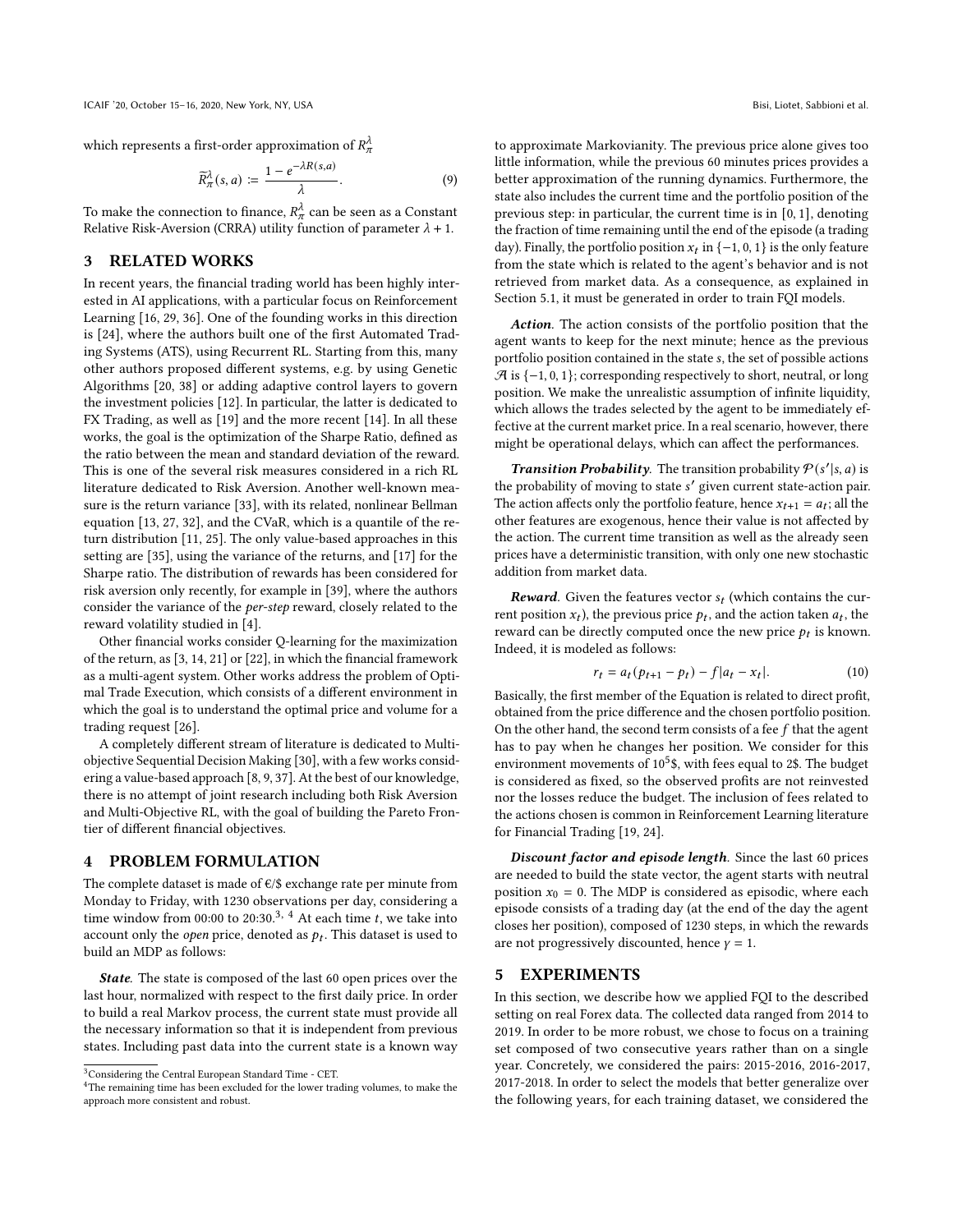which represents a first-order approximation of $R^{\lambda}_{\pi}$

$$\widetilde{R}^{\lambda}_{\pi}(s,a) := \frac{1 - e^{-\lambda R(s,a)}}{\lambda}. \tag{9}$$

To make the connection to finance, $R^{\lambda}_{\pi}$ can be seen as a Constant Relative Risk-Aversion (CRRA) utility function of parameter $\lambda + 1$.

## 3 RELATED WORKS

In recent years, the financial trading world has been highly interested in AI applications, with a particular focus on Reinforcement Learning [16, 29, 36]. One of the founding works in this direction is [24], where the authors built one of the first Automated Trading Systems (ATS), using Recurrent RL. Starting from this, many other authors proposed different systems, e.g. by using Genetic Algorithms [20, 38] or adding adaptive control layers to govern the investment policies [12]. In particular, the latter is dedicated to FX Trading, as well as [19] and the more recent [14]. In all these works, the goal is the optimization of the Sharpe Ratio, defined as the ratio between the mean and standard deviation of the reward. This is one of the several risk measures considered in a rich RL literature dedicated to Risk Aversion. Another well-known measure is the return variance [33], with its related, nonlinear Bellman equation [13, 27, 32], and the CVaR, which is a quantile of the return distribution [11, 25]. The only value-based approaches in this setting are [35], using the variance of the returns, and [17] for the Sharpe ratio. The distribution of rewards has been considered for risk aversion only recently, for example in [39], where the authors consider the variance of the *per-step* reward, closely related to the reward volatility studied in [4].

Other financial works consider Q-learning for the maximization of the return, as [3, 14, 21] or [22], in which the financial framework as a multi-agent system. Other works address the problem of Optimal Trade Execution, which consists of a different environment in which the goal is to understand the optimal price and volume for a trading request [26].

A completely different stream of literature is dedicated to Multi-objective Sequential Decision Making [30], with a few works considering a value-based approach [8, 9, 37]. At the best of our knowledge, there is no attempt of joint research including both Risk Aversion and Multi-Objective RL, with the goal of building the Pareto Frontier of different financial objectives.

## 4 PROBLEM FORMULATION

The complete dataset is made of €/\$ exchange rate per minute from Monday to Friday, with 1230 observations per day, considering a time window from 00:00 to 20:30.[3, 4] At each time $t$, we take into account only the *open* price, denoted as $p_t$. This dataset is used to build an MDP as follows:

***State.*** The state is composed of the last 60 open prices over the last hour, normalized with respect to the first daily price. In order to build a real Markov process, the current state must provide all the necessary information so that it is independent from previous states. Including past data into the current state is a known way to approximate Markovianity. The previous price alone gives too little information, while the previous 60 minutes prices provides a better approximation of the running dynamics. Furthermore, the state also includes the current time and the portfolio position of the previous step: in particular, the current time is in $[0, 1]$, denoting the fraction of time remaining until the end of the episode (a trading day). Finally, the portfolio position $x_t$ in $\{-1, 0, 1\}$ is the only feature from the state which is related to the agent's behavior and is not retrieved from market data. As a consequence, as explained in Section 5.1, it must be generated in order to train FQI models.

***Action.*** The action consists of the portfolio position that the agent wants to keep for the next minute; hence as the previous portfolio position contained in the state $s$, the set of possible actions $\mathcal{A}$ is $\{-1, 0, 1\}$; corresponding respectively to short, neutral, or long position. We make the unrealistic assumption of infinite liquidity, which allows the trades selected by the agent to be immediately effective at the current market price. In a real scenario, however, there might be operational delays, which can affect the performances.

***Transition Probability.*** The transition probability $\mathcal{P}(s'|s, a)$ is the probability of moving to state $s'$ given current state-action pair. The action affects only the portfolio feature, hence $x_{t+1} = a_t$; all the other features are exogenous, hence their value is not affected by the action. The current time transition as well as the already seen prices have a deterministic transition, with only one new stochastic addition from market data.

***Reward.*** Given the features vector $s_t$ (which contains the current position $x_t$), the previous price $p_t$, and the action taken $a_t$, the reward can be directly computed once the new price $p_t$ is known. Indeed, it is modeled as follows:

$$r_t = a_t(p_{t+1} - p_t) - f|a_t - x_t|. \tag{10}$$

Basically, the first member of the Equation is related to direct profit, obtained from the price difference and the chosen portfolio position. On the other hand, the second term consists of a fee $f$ that the agent has to pay when he changes her position. We consider for this environment movements of $10^5$\$, with fees equal to 2\$. The budget is considered as fixed, so the observed profits are not reinvested nor the losses reduce the budget. The inclusion of fees related to the actions chosen is common in Reinforcement Learning literature for Financial Trading [19, 24].

***Discount factor and episode length.*** Since the last 60 prices are needed to build the state vector, the agent starts with neutral position $x_0 = 0$. The MDP is considered as episodic, where each episode consists of a trading day (at the end of the day the agent closes her position), composed of 1230 steps, in which the rewards are not progressively discounted, hence $\gamma = 1$.

## 5 EXPERIMENTS

In this section, we describe how we applied FQI to the described setting on real Forex data. The collected data ranged from 2014 to 2019. In order to be more robust, we chose to focus on a training set composed of two consecutive years rather than on a single year. Concretely, we considered the pairs: 2015-2016, 2016-2017, 2017-2018. In order to select the models that better generalize over the following years, for each training dataset, we considered the

[3] Considering the Central European Standard Time - CET.

[4] The remaining time has been excluded for the lower trading volumes, to make the approach more consistent and robust.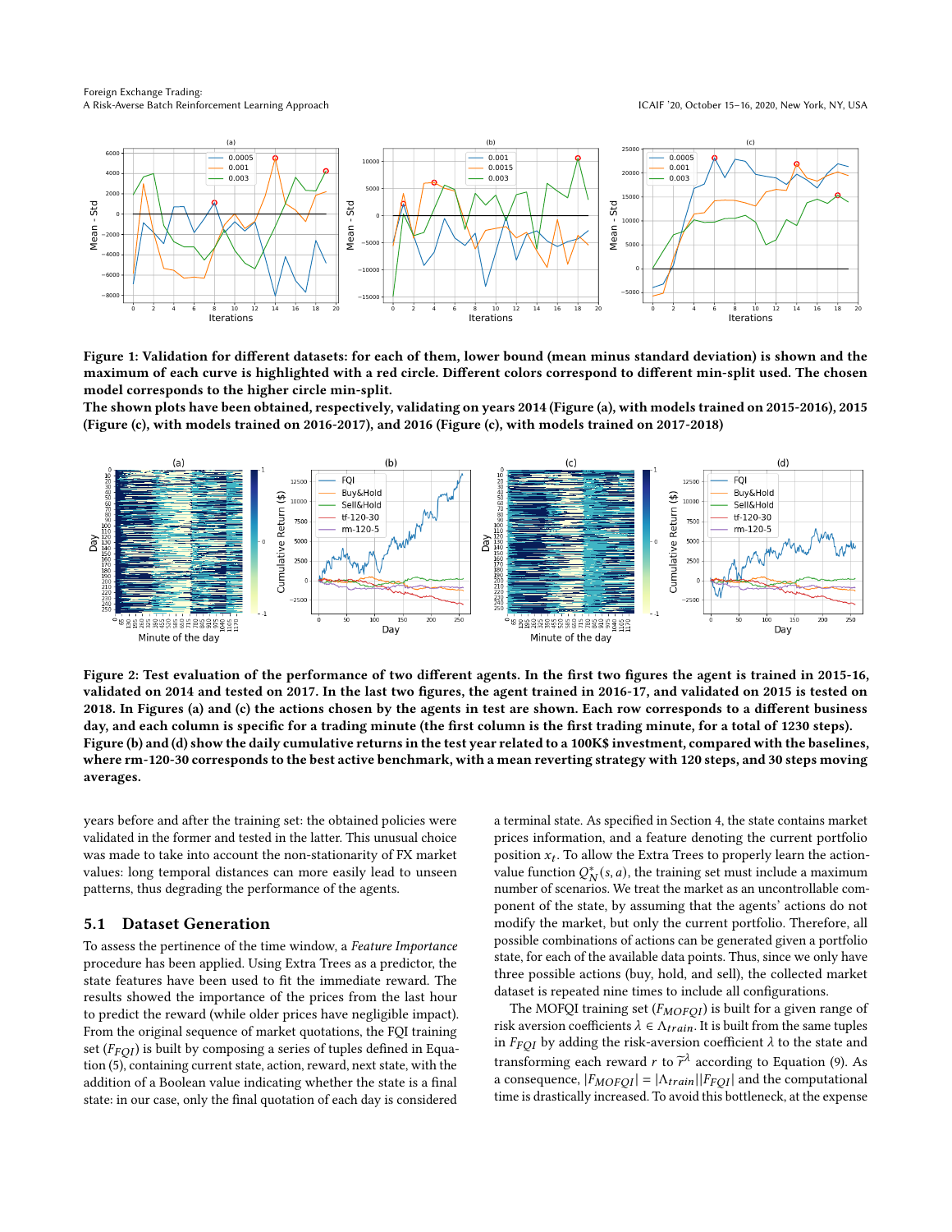(a)

0.0005
0.001
0.003

Mean - Std

Iterations

(b)

0.001
0.0015
0.003

Mean - Std

Iterations

(c)

0.0005
0.001
0.003

Mean - Std

Iterations

**Figure 1: Validation for different datasets: for each of them, lower bound (mean minus standard deviation) is shown and the maximum of each curve is highlighted with a red circle. Different colors correspond to different min-split used. The chosen model corresponds to the higher circle min-split.**

**The shown plots have been obtained, respectively, validating on years 2014 (Figure (a), with models trained on 2015-2016), 2015 (Figure (c), with models trained on 2016-2017), and 2016 (Figure (c), with models trained on 2017-2018)**

(a)

Day

Minute of the day

(b)

FQI
Buy&Hold
Sell&Hold
tf-120-30
rm-120-5

Cumulative Return ($)

Day

(c)

Day

Minute of the day

(d)

FQI
Buy&Hold
Sell&Hold
tf-120-30
rm-120-5

Cumulative Return ($)

Day

**Figure 2: Test evaluation of the performance of two different agents. In the first two figures the agent is trained in 2015-16, validated on 2014 and tested on 2017. In the last two figures, the agent trained in 2016-17, and validated on 2015 is tested on 2018. In Figures (a) and (c) the actions chosen by the agents in test are shown. Each row corresponds to a different business day, and each column is specific for a trading minute (the first column is the first trading minute, for a total of 1230 steps). Figure (b) and (d) show the daily cumulative returns in the test year related to a 100K$ investment, compared with the baselines, where rm-120-30 corresponds to the best active benchmark, with a mean reverting strategy with 120 steps, and 30 steps moving averages.**

years before and after the training set: the obtained policies were validated in the former and tested in the latter. This unusual choice was made to take into account the non-stationarity of FX market values: long temporal distances can more easily lead to unseen patterns, thus degrading the performance of the agents.

## 5.1 Dataset Generation

To assess the pertinence of the time window, a *Feature Importance* procedure has been applied. Using Extra Trees as a predictor, the state features have been used to fit the immediate reward. The results showed the importance of the prices from the last hour to predict the reward (while older prices have negligible impact). From the original sequence of market quotations, the FQI training set ($F_{FQI}$) is built by composing a series of tuples defined in Equation (5), containing current state, action, reward, next state, with the addition of a Boolean value indicating whether the state is a final state: in our case, only the final quotation of each day is considered a terminal state. As specified in Section 4, the state contains market prices information, and a feature denoting the current portfolio position $x_t$. To allow the Extra Trees to properly learn the action-value function $Q^*_N(s, a)$, the training set must include a maximum number of scenarios. We treat the market as an uncontrollable component of the state, by assuming that the agents' actions do not modify the market, but only the current portfolio. Therefore, all possible combinations of actions can be generated given a portfolio state, for each of the available data points. Thus, since we only have three possible actions (buy, hold, and sell), the collected market dataset is repeated nine times to include all configurations.

The MOFQI training set ($F_{MOFQI}$) is built for a given range of risk aversion coefficients $\lambda \in \Lambda_{train}$. It is built from the same tuples in $F_{FQI}$ by adding the risk-aversion coefficient $\lambda$ to the state and transforming each reward $r$ to $\widetilde{r}^{\lambda}$ according to Equation (9). As a consequence, $|F_{MOFQI}| = |\Lambda_{train}||F_{FQI}|$ and the computational time is drastically increased. To avoid this bottleneck, at the expense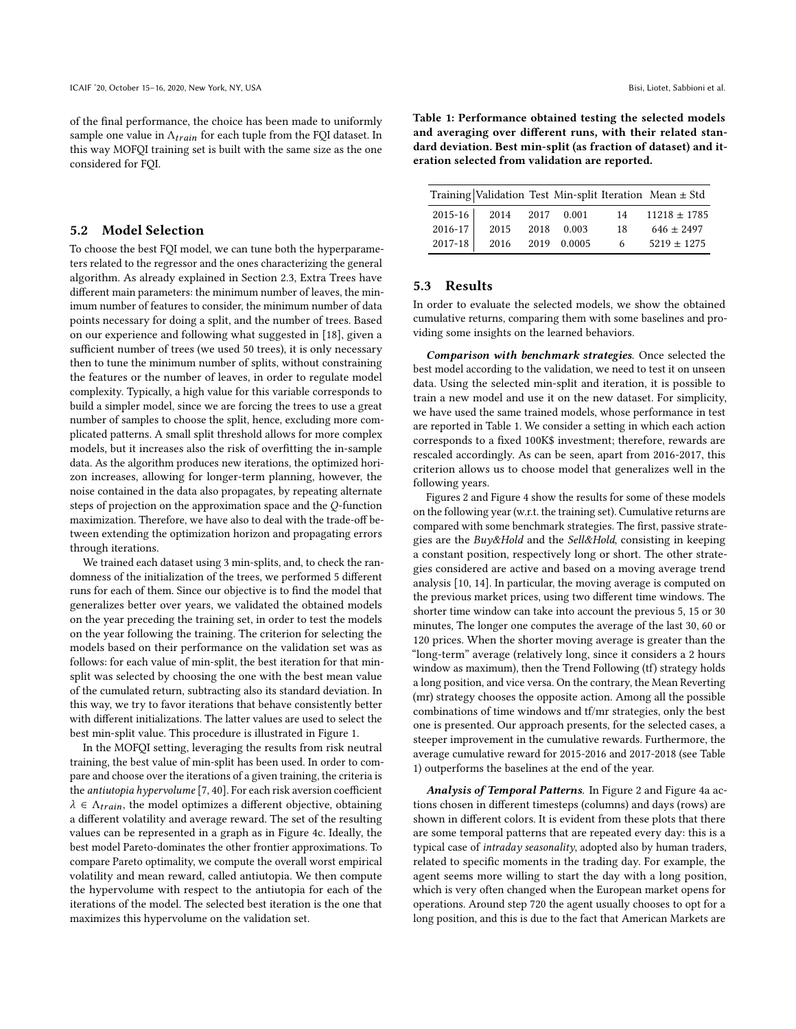of the final performance, the choice has been made to uniformly sample one value in $\Lambda_{train}$ for each tuple from the FQI dataset. In this way MOFQI training set is built with the same size as the one considered for FQI.

## 5.2 Model Selection

To choose the best FQI model, we can tune both the hyperparameters related to the regressor and the ones characterizing the general algorithm. As already explained in Section 2.3, Extra Trees have different main parameters: the minimum number of leaves, the minimum number of features to consider, the minimum number of data points necessary for doing a split, and the number of trees. Based on our experience and following what suggested in [18], given a sufficient number of trees (we used 50 trees), it is only necessary then to tune the minimum number of splits, without constraining the features or the number of leaves, in order to regulate model complexity. Typically, a high value for this variable corresponds to build a simpler model, since we are forcing the trees to use a great number of samples to choose the split, hence, excluding more complicated patterns. A small split threshold allows for more complex models, but it increases also the risk of overfitting the in-sample data. As the algorithm produces new iterations, the optimized horizon increases, allowing for longer-term planning, however, the noise contained in the data also propagates, by repeating alternate steps of projection on the approximation space and the $Q$-function maximization. Therefore, we have also to deal with the trade-off between extending the optimization horizon and propagating errors through iterations.

We trained each dataset using 3 min-splits, and, to check the randomness of the initialization of the trees, we performed 5 different runs for each of them. Since our objective is to find the model that generalizes better over years, we validated the obtained models on the year preceding the training set, in order to test the models on the year following the training. The criterion for selecting the models based on their performance on the validation set was as follows: for each value of min-split, the best iteration for that min-split was selected by choosing the one with the best mean value of the cumulated return, subtracting also its standard deviation. In this way, we try to favor iterations that behave consistently better with different initializations. The latter values are used to select the best min-split value. This procedure is illustrated in Figure 1.

In the MOFQI setting, leveraging the results from risk neutral training, the best value of min-split has been used. In order to compare and choose over the iterations of a given training, the criteria is the *antiutopia hypervolume* [7, 40]. For each risk aversion coefficient $\lambda \in \Lambda_{train}$, the model optimizes a different objective, obtaining a different volatility and average reward. The set of the resulting values can be represented in a graph as in Figure 4c. Ideally, the best model Pareto-dominates the other frontier approximations. To compare Pareto optimality, we compute the overall worst empirical volatility and mean reward, called antiutopia. We then compute the hypervolume with respect to the antiutopia for each of the iterations of the model. The selected best iteration is the one that maximizes this hypervolume on the validation set.

**Table 1: Performance obtained testing the selected models and averaging over different runs, with their related standard deviation. Best min-split (as fraction of dataset) and iteration selected from validation are reported.**

| Training | Validation | Test | Min-split | Iteration | Mean ± Std |
|---|---|---|---|---|---|
| 2015-16 | 2014 | 2017 | 0.001 | 14 | 11218 ± 1785 |
| 2016-17 | 2015 | 2018 | 0.003 | 18 | 646 ± 2497 |
| 2017-18 | 2016 | 2019 | 0.0005 | 6 | 5219 ± 1275 |

## 5.3 Results

In order to evaluate the selected models, we show the obtained cumulative returns, comparing them with some baselines and providing some insights on the learned behaviors.

***Comparison with benchmark strategies.*** Once selected the best model according to the validation, we need to test it on unseen data. Using the selected min-split and iteration, it is possible to train a new model and use it on the new dataset. For simplicity, we have used the same trained models, whose performance in test are reported in Table 1. We consider a setting in which each action corresponds to a fixed 100K$ investment; therefore, rewards are rescaled accordingly. As can be seen, apart from 2016-2017, this criterion allows us to choose model that generalizes well in the following years.

Figures 2 and Figure 4 show the results for some of these models on the following year (w.r.t. the training set). Cumulative returns are compared with some benchmark strategies. The first, passive strategies are the *Buy&Hold* and the *Sell&Hold*, consisting in keeping a constant position, respectively long or short. The other strategies considered are active and based on a moving average trend analysis [10, 14]. In particular, the moving average is computed on the previous market prices, using two different time windows. The shorter time window can take into account the previous 5, 15 or 30 minutes, The longer one computes the average of the last 30, 60 or 120 prices. When the shorter moving average is greater than the "long-term" average (relatively long, since it considers a 2 hours window as maximum), then the Trend Following (tf) strategy holds a long position, and vice versa. On the contrary, the Mean Reverting (mr) strategy chooses the opposite action. Among all the possible combinations of time windows and tf/mr strategies, only the best one is presented. Our approach presents, for the selected cases, a steeper improvement in the cumulative rewards. Furthermore, the average cumulative reward for 2015-2016 and 2017-2018 (see Table 1) outperforms the baselines at the end of the year.

***Analysis of Temporal Patterns.*** In Figure 2 and Figure 4a actions chosen in different timesteps (columns) and days (rows) are shown in different colors. It is evident from these plots that there are some temporal patterns that are repeated every day: this is a typical case of *intraday seasonality*, adopted also by human traders, related to specific moments in the trading day. For example, the agent seems more willing to start the day with a long position, which is very often changed when the European market opens for operations. Around step 720 the agent usually chooses to opt for a long position, and this is due to the fact that American Markets are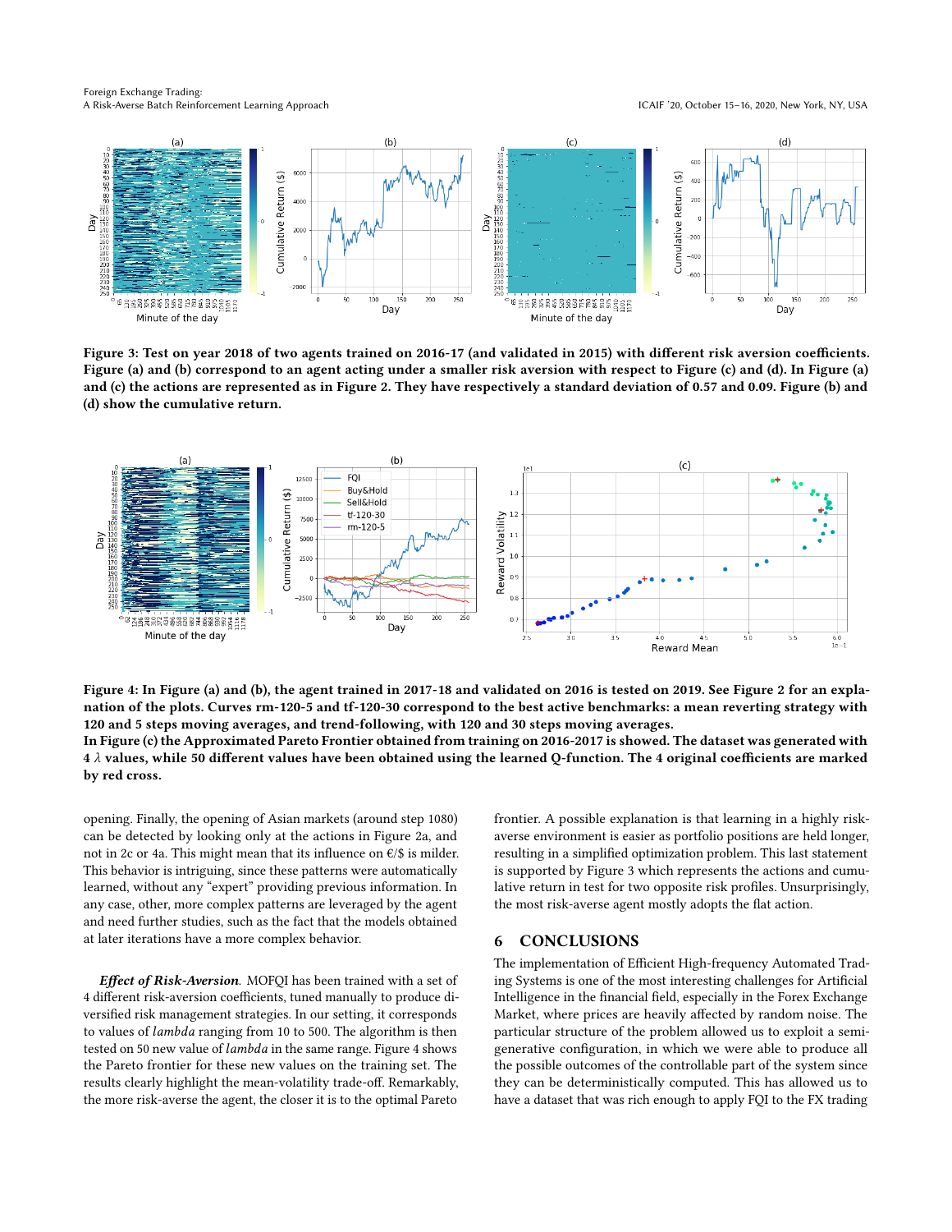Figure 3: Test on year 2018 of two agents trained on 2016-17 (and validated in 2015) with different risk aversion coefficients. Figure (a) and (b) correspond to an agent acting under a smaller risk aversion with respect to Figure (c) and (d). In Figure (a) and (c) the actions are represented as in Figure 2. They have respectively a standard deviation of 0.57 and 0.09. Figure (b) and (d) show the cumulative return.

Figure 4: In Figure (a) and (b), the agent trained in 2017-18 and validated on 2016 is tested on 2019. See Figure 2 for an explanation of the plots. Curves rm-120-5 and tf-120-30 correspond to the best active benchmarks: a mean reverting strategy with 120 and 5 steps moving averages, and trend-following, with 120 and 30 steps moving averages.
In Figure (c) the Approximated Pareto Frontier obtained from training on 2016-2017 is showed. The dataset was generated with 4 $\lambda$ values, while 50 different values have been obtained using the learned Q-function. The 4 original coefficients are marked by red cross.

opening. Finally, the opening of Asian markets (around step 1080) can be detected by looking only at the actions in Figure 2a, and not in 2c or 4a. This might mean that its influence on €/$ is milder. This behavior is intriguing, since these patterns were automatically learned, without any "expert" providing previous information. In any case, other, more complex patterns are leveraged by the agent and need further studies, such as the fact that the models obtained at later iterations have a more complex behavior.

*Effect of Risk-Aversion.* MOFQI has been trained with a set of 4 different risk-aversion coefficients, tuned manually to produce diversified risk management strategies. In our setting, it corresponds to values of *lambda* ranging from 10 to 500. The algorithm is then tested on 50 new value of *lambda* in the same range. Figure 4 shows the Pareto frontier for these new values on the training set. The results clearly highlight the mean-volatility trade-off. Remarkably, the more risk-averse the agent, the closer it is to the optimal Pareto frontier. A possible explanation is that learning in a highly risk-averse environment is easier as portfolio positions are held longer, resulting in a simplified optimization problem. This last statement is supported by Figure 3 which represents the actions and cumulative return in test for two opposite risk profiles. Unsurprisingly, the most risk-averse agent mostly adopts the flat action.

## 6 CONCLUSIONS

The implementation of Efficient High-frequency Automated Trading Systems is one of the most interesting challenges for Artificial Intelligence in the financial field, especially in the Forex Exchange Market, where prices are heavily affected by random noise. The particular structure of the problem allowed us to exploit a semi-generative configuration, in which we were able to produce all the possible outcomes of the controllable part of the system since they can be deterministically computed. This has allowed us to have a dataset that was rich enough to apply FQI to the FX trading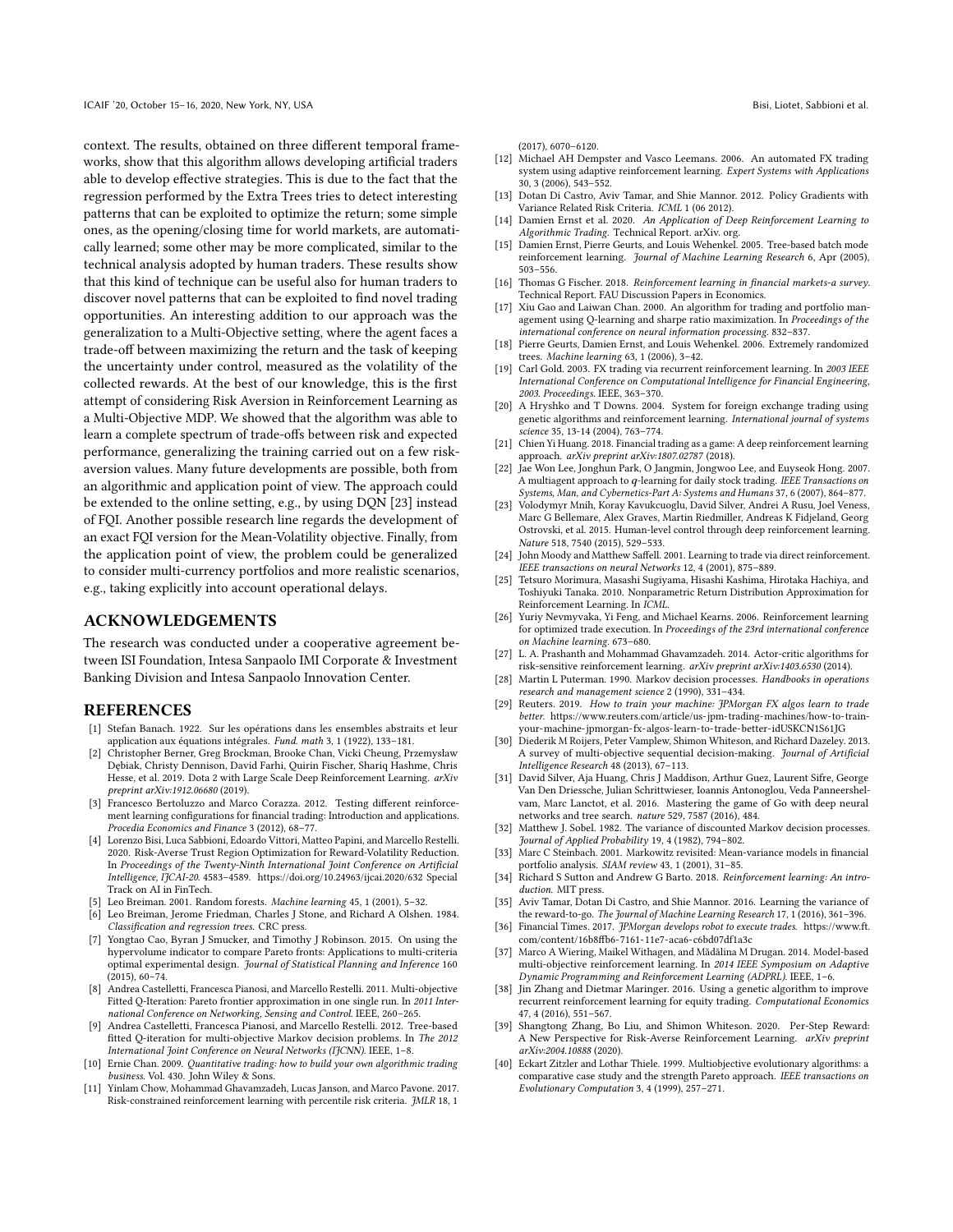context. The results, obtained on three different temporal frameworks, show that this algorithm allows developing artificial traders able to develop effective strategies. This is due to the fact that the regression performed by the Extra Trees tries to detect interesting patterns that can be exploited to optimize the return; some simple ones, as the opening/closing time for world markets, are automatically learned; some other may be more complicated, similar to the technical analysis adopted by human traders. These results show that this kind of technique can be useful also for human traders to discover novel patterns that can be exploited to find novel trading opportunities. An interesting addition to our approach was the generalization to a Multi-Objective setting, where the agent faces a trade-off between maximizing the return and the task of keeping the uncertainty under control, measured as the volatility of the collected rewards. At the best of our knowledge, this is the first attempt of considering Risk Aversion in Reinforcement Learning as a Multi-Objective MDP. We showed that the algorithm was able to learn a complete spectrum of trade-offs between risk and expected performance, generalizing the training carried out on a few risk-aversion values. Many future developments are possible, both from an algorithmic and application point of view. The approach could be extended to the online setting, e.g., by using DQN [23] instead of FQI. Another possible research line regards the development of an exact FQI version for the Mean-Volatility objective. Finally, from the application point of view, the problem could be generalized to consider multi-currency portfolios and more realistic scenarios, e.g., taking explicitly into account operational delays.

## ACKNOWLEDGEMENTS

The research was conducted under a cooperative agreement between ISI Foundation, Intesa Sanpaolo IMI Corporate & Investment Banking Division and Intesa Sanpaolo Innovation Center.

## REFERENCES

- [1] Stefan Banach. 1922. Sur les opérations dans les ensembles abstraits et leur application aux équations intégrales. *Fund. math* 3, 1 (1922), 133–181.
- [2] Christopher Berner, Greg Brockman, Brooke Chan, Vicki Cheung, Przemysław Dębiak, Christy Dennison, David Farhi, Quirin Fischer, Shariq Hashme, Chris Hesse, et al. 2019. Dota 2 with Large Scale Deep Reinforcement Learning. *arXiv preprint arXiv:1912.06680* (2019).
- [3] Francesco Bertoluzzo and Marco Corazza. 2012. Testing different reinforcement learning configurations for financial trading: Introduction and applications. *Procedia Economics and Finance* 3 (2012), 68–77.
- [4] Lorenzo Bisi, Luca Sabbioni, Edoardo Vittori, Matteo Papini, and Marcello Restelli. 2020. Risk-Averse Trust Region Optimization for Reward-Volatility Reduction. In *Proceedings of the Twenty-Ninth International Joint Conference on Artificial Intelligence, IJCAI-20*. 4583–4589. https://doi.org/10.24963/ijcai.2020/632 Special Track on AI in FinTech.
- [5] Leo Breiman. 2001. Random forests. *Machine learning* 45, 1 (2001), 5–32.
- [6] Leo Breiman, Jerome Friedman, Charles J Stone, and Richard A Olshen. 1984. *Classification and regression trees*. CRC press.
- [7] Yongtao Cao, Byran J Smucker, and Timothy J Robinson. 2015. On using the hypervolume indicator to compare Pareto fronts: Applications to multi-criteria optimal experimental design. *Journal of Statistical Planning and Inference* 160 (2015), 60–74.
- [8] Andrea Castelletti, Francesca Pianosi, and Marcello Restelli. 2011. Multi-objective Fitted Q-Iteration: Pareto frontier approximation in one single run. In *2011 International Conference on Networking, Sensing and Control*. IEEE, 260–265.
- [9] Andrea Castelletti, Francesca Pianosi, and Marcello Restelli. 2012. Tree-based fitted Q-iteration for multi-objective Markov decision problems. In *The 2012 International Joint Conference on Neural Networks (IJCNN)*. IEEE, 1–8.
- [10] Ernie Chan. 2009. *Quantitative trading: how to build your own algorithmic trading business*. Vol. 430. John Wiley & Sons.
- [11] Yinlam Chow, Mohammad Ghavamzadeh, Lucas Janson, and Marco Pavone. 2017. Risk-constrained reinforcement learning with percentile risk criteria. *JMLR* 18, 1 (2017), 6070–6120.
- [12] Michael AH Dempster and Vasco Leemans. 2006. An automated FX trading system using adaptive reinforcement learning. *Expert Systems with Applications* 30, 3 (2006), 543–552.
- [13] Dotan Di Castro, Aviv Tamar, and Shie Mannor. 2012. Policy Gradients with Variance Related Risk Criteria. *ICML* 1 (06 2012).
- [14] Damien Ernst et al. 2020. *An Application of Deep Reinforcement Learning to Algorithmic Trading*. Technical Report. arXiv. org.
- [15] Damien Ernst, Pierre Geurts, and Louis Wehenkel. 2005. Tree-based batch mode reinforcement learning. *Journal of Machine Learning Research* 6, Apr (2005), 503–556.
- [16] Thomas G Fischer. 2018. *Reinforcement learning in financial markets-a survey*. Technical Report. FAU Discussion Papers in Economics.
- [17] Xiu Gao and Laiwan Chan. 2000. An algorithm for trading and portfolio management using Q-learning and sharpe ratio maximization. In *Proceedings of the international conference on neural information processing*. 832–837.
- [18] Pierre Geurts, Damien Ernst, and Louis Wehenkel. 2006. Extremely randomized trees. *Machine learning* 63, 1 (2006), 3–42.
- [19] Carl Gold. 2003. FX trading via recurrent reinforcement learning. In *2003 IEEE International Conference on Computational Intelligence for Financial Engineering, 2003. Proceedings*. IEEE, 363–370.
- [20] A Hryshko and T Downs. 2004. System for foreign exchange trading using genetic algorithms and reinforcement learning. *International journal of systems science* 35, 13-14 (2004), 763–774.
- [21] Chien Yi Huang. 2018. Financial trading as a game: A deep reinforcement learning approach. *arXiv preprint arXiv:1807.02787* (2018).
- [22] Jae Won Lee, Jonghun Park, O Jangmin, Jongwoo Lee, and Euyseok Hong. 2007. A multiagent approach to $q$-learning for daily stock trading. *IEEE Transactions on Systems, Man, and Cybernetics-Part A: Systems and Humans* 37, 6 (2007), 864–877.
- [23] Volodymyr Mnih, Koray Kavukcuoglu, David Silver, Andrei A Rusu, Joel Veness, Marc G Bellemare, Alex Graves, Martin Riedmiller, Andreas K Fidjeland, Georg Ostrovski, et al. 2015. Human-level control through deep reinforcement learning. *Nature* 518, 7540 (2015), 529–533.
- [24] John Moody and Matthew Saffell. 2001. Learning to trade via direct reinforcement. *IEEE transactions on neural Networks* 12, 4 (2001), 875–889.
- [25] Tetsuro Morimura, Masashi Sugiyama, Hisashi Kashima, Hirotaka Hachiya, and Toshiyuki Tanaka. 2010. Nonparametric Return Distribution Approximation for Reinforcement Learning. In *ICML*.
- [26] Yuriy Nevmyvaka, Yi Feng, and Michael Kearns. 2006. Reinforcement learning for optimized trade execution. In *Proceedings of the 23rd international conference on Machine learning*. 673–680.
- [27] L. A. Prashanth and Mohammad Ghavamzadeh. 2014. Actor-critic algorithms for risk-sensitive reinforcement learning. *arXiv preprint arXiv:1403.6530* (2014).
- [28] Martin L Puterman. 1990. Markov decision processes. *Handbooks in operations research and management science* 2 (1990), 331–434.
- [29] Reuters. 2019. *How to train your machine: JPMorgan FX algos learn to trade better*. https://www.reuters.com/article/us-jpm-trading-machines/how-to-train-your-machine-jpmorgan-fx-algos-learn-to-trade-better-idUSKCN1S61JG
- [30] Diederik M Roijers, Peter Vamplew, Shimon Whiteson, and Richard Dazeley. 2013. A survey of multi-objective sequential decision-making. *Journal of Artificial Intelligence Research* 48 (2013), 67–113.
- [31] David Silver, Aja Huang, Chris J Maddison, Arthur Guez, Laurent Sifre, George Van Den Driessche, Julian Schrittwieser, Ioannis Antonoglou, Veda Panneershelvam, Marc Lanctot, et al. 2016. Mastering the game of Go with deep neural networks and tree search. *nature* 529, 7587 (2016), 484.
- [32] Matthew J. Sobel. 1982. The variance of discounted Markov decision processes. *Journal of Applied Probability* 19, 4 (1982), 794–802.
- [33] Marc C Steinbach. 2001. Markowitz revisited: Mean-variance models in financial portfolio analysis. *SIAM review* 43, 1 (2001), 31–85.
- [34] Richard S Sutton and Andrew G Barto. 2018. *Reinforcement learning: An introduction*. MIT press.
- [35] Aviv Tamar, Dotan Di Castro, and Shie Mannor. 2016. Learning the variance of the reward-to-go. *The Journal of Machine Learning Research* 17, 1 (2016), 361–396.
- [36] Financial Times. 2017. *JPMorgan develops robot to execute trades*. https://www.ft.com/content/16b8ffb6-7161-11e7-aca6-c6bd07df1a3c
- [37] Marco A Wiering, Maikel Withagen, and Mădălina M Drugan. 2014. Model-based multi-objective reinforcement learning. In *2014 IEEE Symposium on Adaptive Dynamic Programming and Reinforcement Learning (ADPRL)*. IEEE, 1–6.
- [38] Jin Zhang and Dietmar Maringer. 2016. Using a genetic algorithm to improve recurrent reinforcement learning for equity trading. *Computational Economics* 47, 4 (2016), 551–567.
- [39] Shangtong Zhang, Bo Liu, and Shimon Whiteson. 2020. Per-Step Reward: A New Perspective for Risk-Averse Reinforcement Learning. *arXiv preprint arXiv:2004.10888* (2020).
- [40] Eckart Zitzler and Lothar Thiele. 1999. Multiobjective evolutionary algorithms: a comparative case study and the strength Pareto approach. *IEEE transactions on Evolutionary Computation* 3, 4 (1999), 257–271.